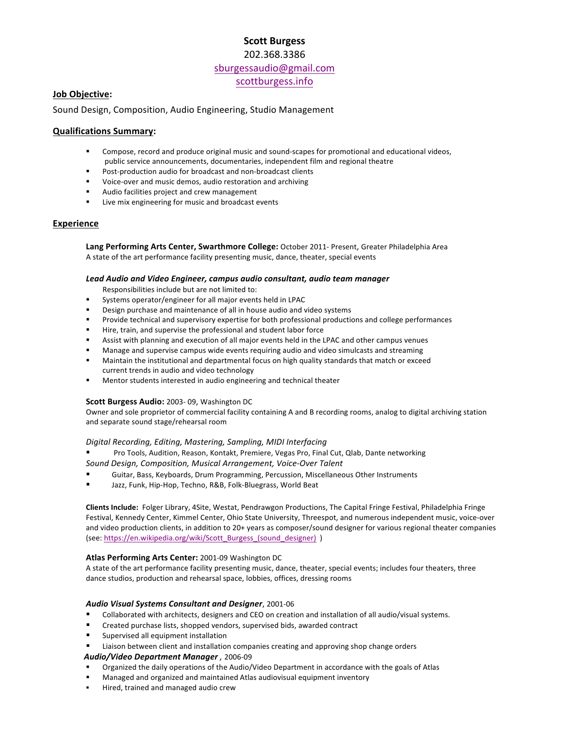**Scott Burgess**

202.368.3386

sburgessaudio@gmail.com

scottburgess.info

## Job Objective:

Sound Design, Composition, Audio Engineering, Studio Management

## Qualifications Summary:

- Compose, record and produce original music and sound-scapes for promotional and educational videos, public service announcements, documentaries, independent film and regional theatre
- Post-production audio for broadcast and non-broadcast clients
- Voice-over and music demos, audio restoration and archiving
- Audio facilities project and crew management
- Live mix engineering for music and broadcast events

## Experience

**Lang Performing Arts Center, Swarthmore College:** October 2011- Present, Greater Philadelphia Area
A state of the art performance facility presenting music, dance, theater, special events

***Lead Audio and Video Engineer, campus audio consultant, audio team manager***

Responsibilities include but are not limited to:

- Systems operator/engineer for all major events held in LPAC
- Design purchase and maintenance of all in house audio and video systems
- Provide technical and supervisory expertise for both professional productions and college performances
- Hire, train, and supervise the professional and student labor force
- Assist with planning and execution of all major events held in the LPAC and other campus venues
- Manage and supervise campus wide events requiring audio and video simulcasts and streaming
- Maintain the institutional and departmental focus on high quality standards that match or exceed current trends in audio and video technology
- Mentor students interested in audio engineering and technical theater

**Scott Burgess Audio:** 2003- 09, Washington DC
Owner and sole proprietor of commercial facility containing A and B recording rooms, analog to digital archiving station and separate sound stage/rehearsal room

*Digital Recording, Editing, Mastering, Sampling, MIDI Interfacing*

- Pro Tools, Audition, Reason, Kontakt, Premiere, Vegas Pro, Final Cut, Qlab, Dante networking

*Sound Design, Composition, Musical Arrangement, Voice-Over Talent*

- Guitar, Bass, Keyboards, Drum Programming, Percussion, Miscellaneous Other Instruments
- Jazz, Funk, Hip-Hop, Techno, R&B, Folk-Bluegrass, World Beat

**Clients Include:** Folger Library, 4Site, Westat, Pendrawgon Productions, The Capital Fringe Festival, Philadelphia Fringe Festival, Kennedy Center, Kimmel Center, Ohio State University, Threespot, and numerous independent music, voice-over and video production clients, in addition to 20+ years as composer/sound designer for various regional theater companies (see: https://en.wikipedia.org/wiki/Scott_Burgess_(sound_designer) )

**Atlas Performing Arts Center:** 2001-09 Washington DC
A state of the art performance facility presenting music, dance, theater, special events; includes four theaters, three dance studios, production and rehearsal space, lobbies, offices, dressing rooms

***Audio Visual Systems Consultant and Designer***, 2001-06

- Collaborated with architects, designers and CEO on creation and installation of all audio/visual systems.
- Created purchase lists, shopped vendors, supervised bids, awarded contract
- Supervised all equipment installation
- Liaison between client and installation companies creating and approving shop change orders

***Audio/Video Department Manager*** , 2006-09

- Organized the daily operations of the Audio/Video Department in accordance with the goals of Atlas
- Managed and organized and maintained Atlas audiovisual equipment inventory
- Hired, trained and managed audio crew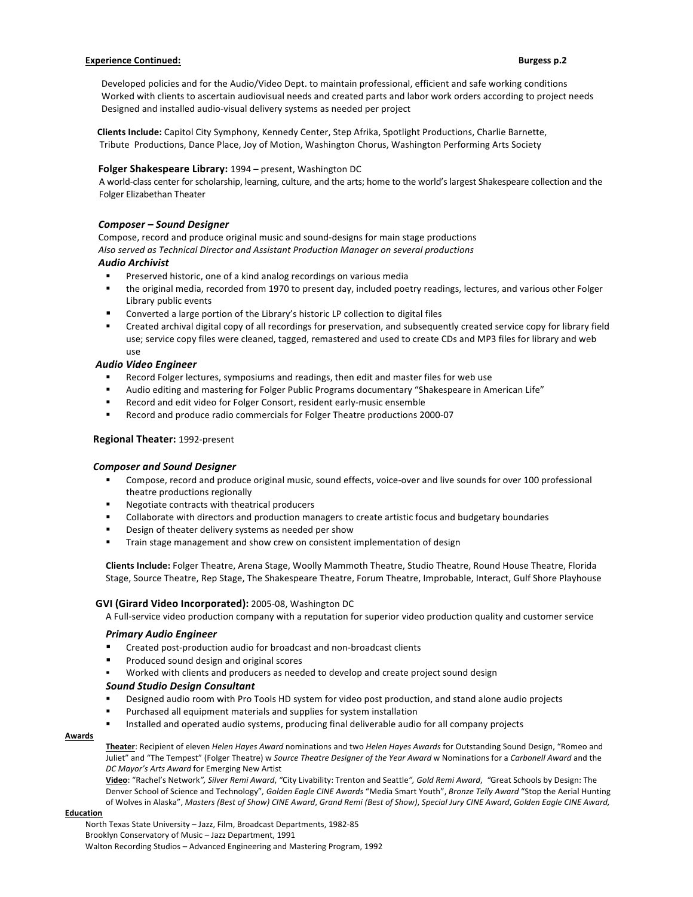**Experience Continued:**

Developed policies and for the Audio/Video Dept. to maintain professional, efficient and safe working conditions
Worked with clients to ascertain audiovisual needs and created parts and labor work orders according to project needs
Designed and installed audio-visual delivery systems as needed per project

**Clients Include:** Capitol City Symphony, Kennedy Center, Step Afrika, Spotlight Productions, Charlie Barnette, Tribute Productions, Dance Place, Joy of Motion, Washington Chorus, Washington Performing Arts Society

**Folger Shakespeare Library:** 1994 – present, Washington DC
A world-class center for scholarship, learning, culture, and the arts; home to the world's largest Shakespeare collection and the Folger Elizabethan Theater

***Composer – Sound Designer***
Compose, record and produce original music and sound-designs for main stage productions
*Also served as Technical Director and Assistant Production Manager on several productions*

***Audio Archivist***

- Preserved historic, one of a kind analog recordings on various media
- the original media, recorded from 1970 to present day, included poetry readings, lectures, and various other Folger Library public events
- Converted a large portion of the Library's historic LP collection to digital files
- Created archival digital copy of all recordings for preservation, and subsequently created service copy for library field use; service copy files were cleaned, tagged, remastered and used to create CDs and MP3 files for library and web use

***Audio Video Engineer***

- Record Folger lectures, symposiums and readings, then edit and master files for web use
- Audio editing and mastering for Folger Public Programs documentary "Shakespeare in American Life"
- Record and edit video for Folger Consort, resident early-music ensemble
- Record and produce radio commercials for Folger Theatre productions 2000-07

**Regional Theater:** 1992-present

***Composer and Sound Designer***

- Compose, record and produce original music, sound effects, voice-over and live sounds for over 100 professional theatre productions regionally
- Negotiate contracts with theatrical producers
- Collaborate with directors and production managers to create artistic focus and budgetary boundaries
- Design of theater delivery systems as needed per show
- Train stage management and show crew on consistent implementation of design

**Clients Include:** Folger Theatre, Arena Stage, Woolly Mammoth Theatre, Studio Theatre, Round House Theatre, Florida Stage, Source Theatre, Rep Stage, The Shakespeare Theatre, Forum Theatre, Improbable, Interact, Gulf Shore Playhouse

**GVI (Girard Video Incorporated):** 2005-08, Washington DC
A Full-service video production company with a reputation for superior video production quality and customer service

***Primary Audio Engineer***

- Created post-production audio for broadcast and non-broadcast clients
- Produced sound design and original scores
- Worked with clients and producers as needed to develop and create project sound design

***Sound Studio Design Consultant***

- Designed audio room with Pro Tools HD system for video post production, and stand alone audio projects
- Purchased all equipment materials and supplies for system installation
- Installed and operated audio systems, producing final deliverable audio for all company projects

**Awards**

**Theater**: Recipient of eleven *Helen Hayes Award* nominations and two *Helen Hayes Awards* for Outstanding Sound Design, "Romeo and Juliet" and "The Tempest" (Folger Theatre) w *Source Theatre Designer of the Year Award* w Nominations for a *Carbonell Award* and the *DC Mayor's Arts Award* for Emerging New Artist

**Video**: "Rachel's Network*", Silver Remi Award*, "City Livability: Trenton and Seattle*", Gold Remi Award*, *"*Great Schools by Design: The Denver School of Science and Technology*", Golden Eagle CINE Awards* "Media Smart Youth", *Bronze Telly Award* "Stop the Aerial Hunting of Wolves in Alaska", *Masters (Best of Show) CINE Award*, *Grand Remi (Best of Show)*, *Special Jury CINE Award*, *Golden Eagle CINE Award,*

**Education**

North Texas State University – Jazz, Film, Broadcast Departments, 1982-85
Brooklyn Conservatory of Music – Jazz Department, 1991
Walton Recording Studios – Advanced Engineering and Mastering Program, 1992